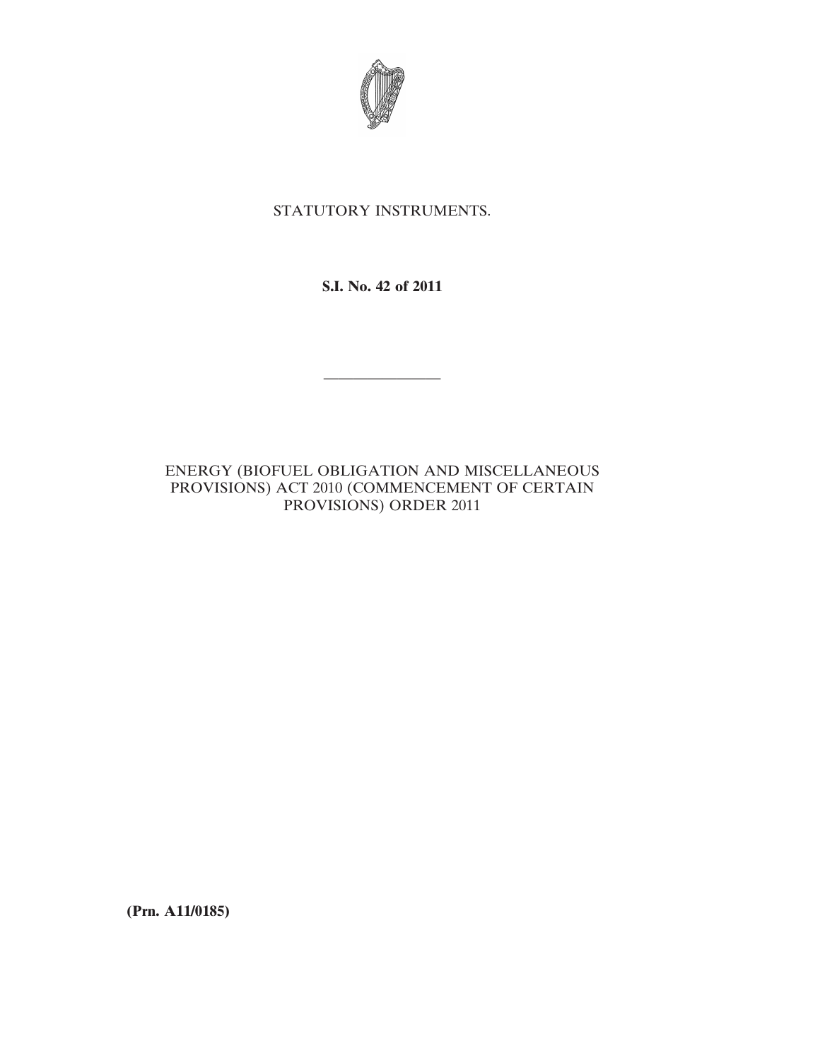STATUTORY INSTRUMENTS.

**S.I. No. 42 of 2011**

---

ENERGY (BIOFUEL OBLIGATION AND MISCELLANEOUS PROVISIONS) ACT 2010 (COMMENCEMENT OF CERTAIN PROVISIONS) ORDER 2011

**(Prn. A11/0185)**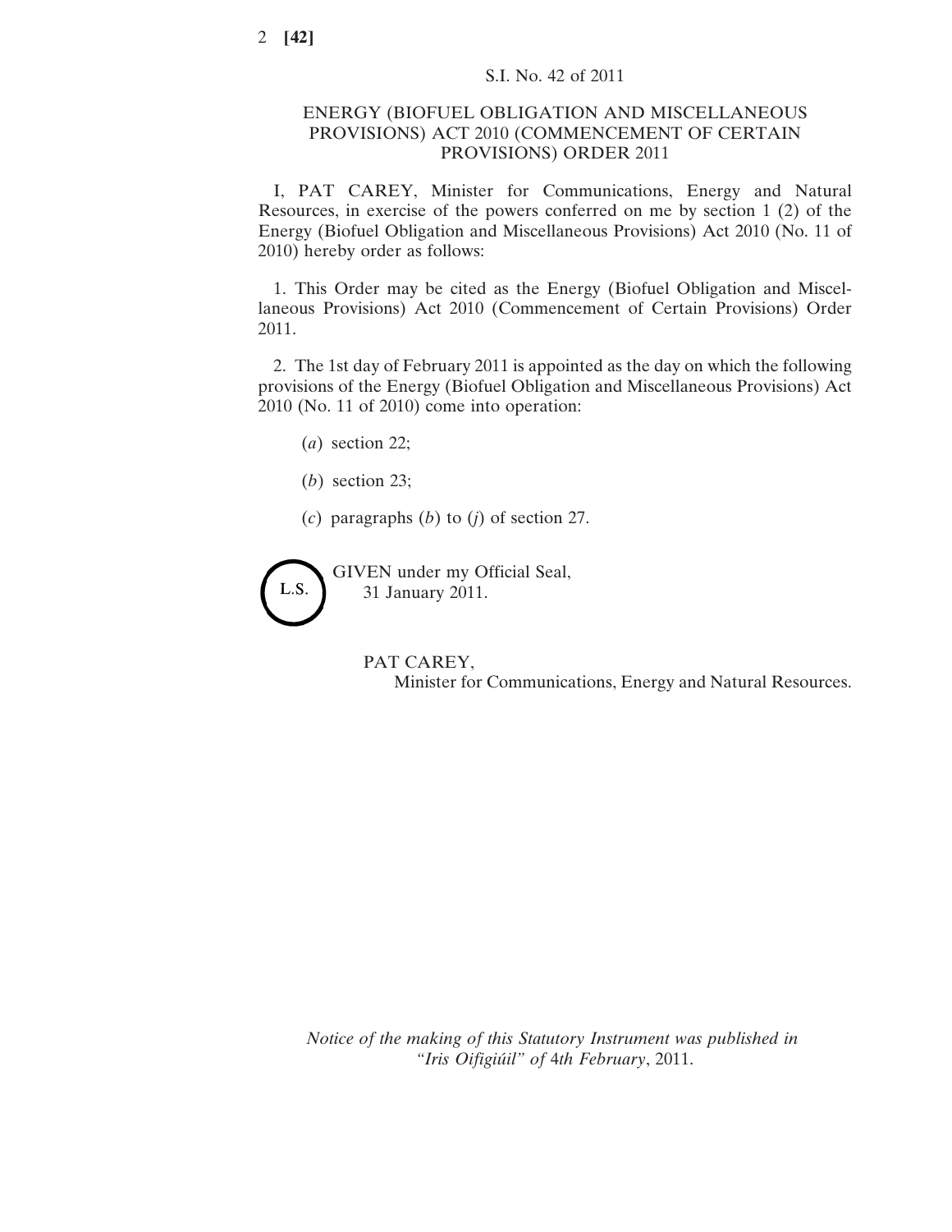S.I. No. 42 of 2011

# ENERGY (BIOFUEL OBLIGATION AND MISCELLANEOUS PROVISIONS) ACT 2010 (COMMENCEMENT OF CERTAIN PROVISIONS) ORDER 2011

I, PAT CAREY, Minister for Communications, Energy and Natural Resources, in exercise of the powers conferred on me by section 1 (2) of the Energy (Biofuel Obligation and Miscellaneous Provisions) Act 2010 (No. 11 of 2010) hereby order as follows:

1. This Order may be cited as the Energy (Biofuel Obligation and Miscellaneous Provisions) Act 2010 (Commencement of Certain Provisions) Order 2011.

2. The 1st day of February 2011 is appointed as the day on which the following provisions of the Energy (Biofuel Obligation and Miscellaneous Provisions) Act 2010 (No. 11 of 2010) come into operation:

(*a*) section 22;

(*b*) section 23;

(*c*) paragraphs (*b*) to (*j*) of section 27.

L.S.

GIVEN under my Official Seal,
31 January 2011.

PAT CAREY,
Minister for Communications, Energy and Natural Resources.

*Notice of the making of this Statutory Instrument was published in "Iris Oifigiúil" of* 4*th February*, 2011.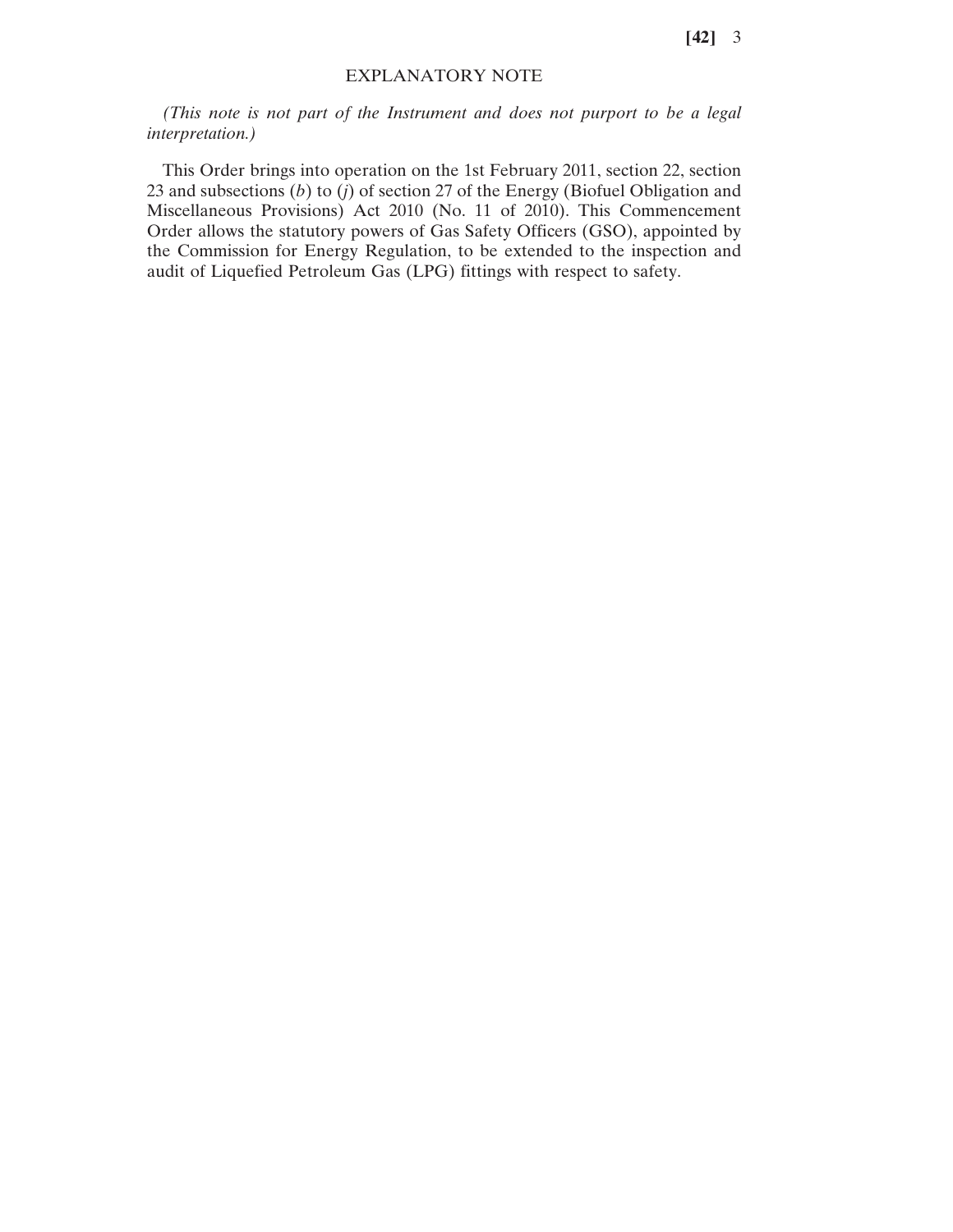## EXPLANATORY NOTE

*(This note is not part of the Instrument and does not purport to be a legal interpretation.)*

This Order brings into operation on the 1st February 2011, section 22, section 23 and subsections (*b*) to (*j*) of section 27 of the Energy (Biofuel Obligation and Miscellaneous Provisions) Act 2010 (No. 11 of 2010). This Commencement Order allows the statutory powers of Gas Safety Officers (GSO), appointed by the Commission for Energy Regulation, to be extended to the inspection and audit of Liquefied Petroleum Gas (LPG) fittings with respect to safety.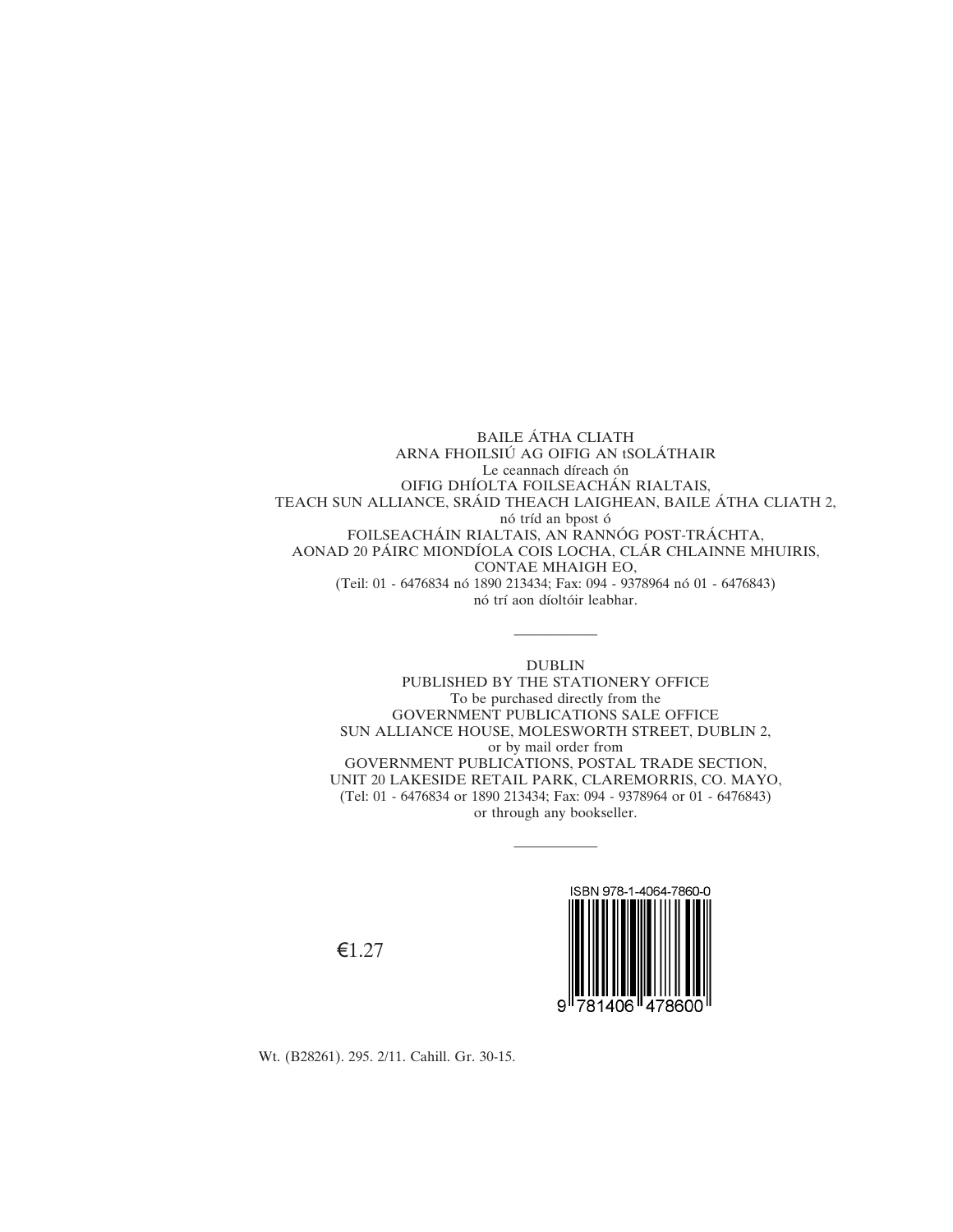BAILE ÁTHA CLIATH
ARNA FHOILSIÚ AG OIFIG AN tSOLÁTHAIR
Le ceannach díreach ón
OIFIG DHÍOLTA FOILSEACHÁN RIALTAIS,
TEACH SUN ALLIANCE, SRÁID THEACH LAIGHEAN, BAILE ÁTHA CLIATH 2,
nó tríd an bpost ó
FOILSEACHÁIN RIALTAIS, AN RANNÓG POST-TRÁCHTA,
AONAD 20 PÁIRC MIONDÍOLA COIS LOCHA, CLÁR CHLAINNE MHUIRIS,
CONTAE MHAIGH EO,
(Teil: 01 - 6476834 nó 1890 213434; Fax: 094 - 9378964 nó 01 - 6476843)
nó trí aon díoltóir leabhar.

---

DUBLIN
PUBLISHED BY THE STATIONERY OFFICE
To be purchased directly from the
GOVERNMENT PUBLICATIONS SALE OFFICE
SUN ALLIANCE HOUSE, MOLESWORTH STREET, DUBLIN 2,
or by mail order from
GOVERNMENT PUBLICATIONS, POSTAL TRADE SECTION,
UNIT 20 LAKESIDE RETAIL PARK, CLAREMORRIS, CO. MAYO,
(Tel: 01 - 6476834 or 1890 213434; Fax: 094 - 9378964 or 01 - 6476843)
or through any bookseller.

---

€1.27

ISBN 978-1-4064-7860-0

9 781406 478600

Wt. (B28261). 295. 2/11. Cahill. Gr. 30-15.